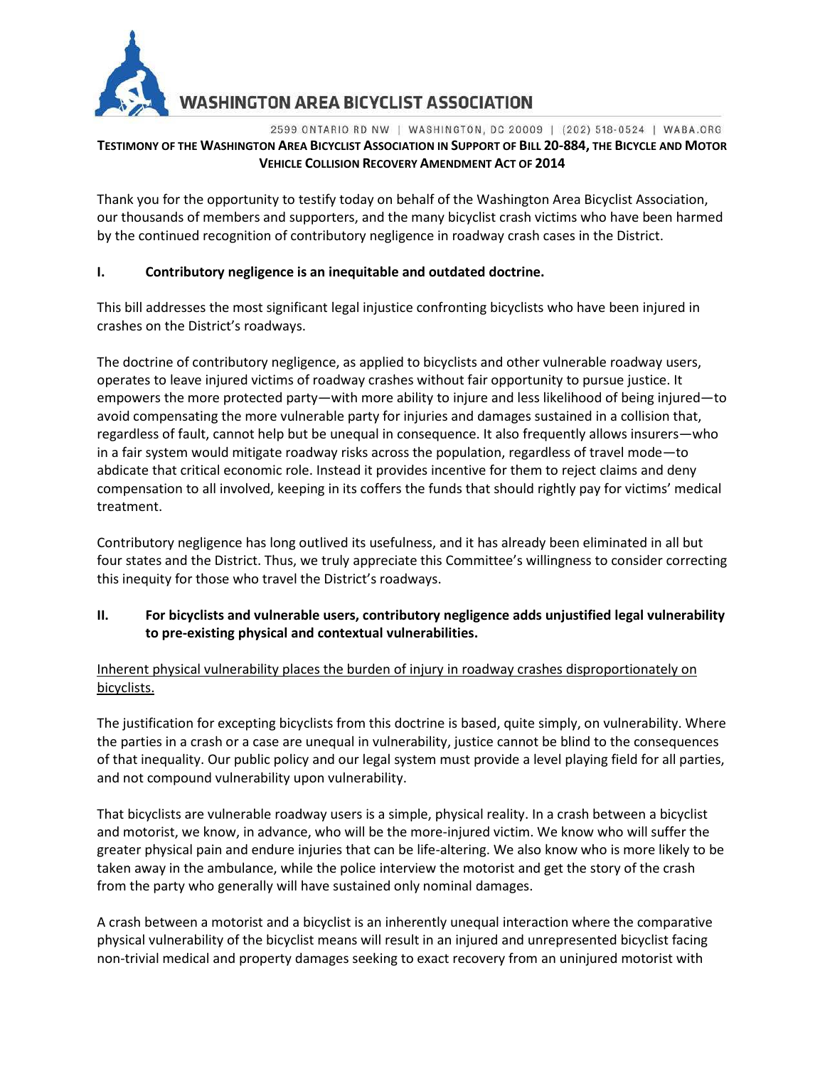# WASHINGTON AREA BICYCLIST ASSOCIATION

2599 ONTARIO RD NW | WASHINGTON, DC 20009 | (202) 518-0524 | WABA.ORG

**TESTIMONY OF THE WASHINGTON AREA BICYCLIST ASSOCIATION IN SUPPORT OF BILL 20-884, THE BICYCLE AND MOTOR VEHICLE COLLISION RECOVERY AMENDMENT ACT OF 2014**

Thank you for the opportunity to testify today on behalf of the Washington Area Bicyclist Association, our thousands of members and supporters, and the many bicyclist crash victims who have been harmed by the continued recognition of contributory negligence in roadway crash cases in the District.

## I. Contributory negligence is an inequitable and outdated doctrine.

This bill addresses the most significant legal injustice confronting bicyclists who have been injured in crashes on the District's roadways.

The doctrine of contributory negligence, as applied to bicyclists and other vulnerable roadway users, operates to leave injured victims of roadway crashes without fair opportunity to pursue justice. It empowers the more protected party—with more ability to injure and less likelihood of being injured—to avoid compensating the more vulnerable party for injuries and damages sustained in a collision that, regardless of fault, cannot help but be unequal in consequence. It also frequently allows insurers—who in a fair system would mitigate roadway risks across the population, regardless of travel mode—to abdicate that critical economic role. Instead it provides incentive for them to reject claims and deny compensation to all involved, keeping in its coffers the funds that should rightly pay for victims' medical treatment.

Contributory negligence has long outlived its usefulness, and it has already been eliminated in all but four states and the District. Thus, we truly appreciate this Committee's willingness to consider correcting this inequity for those who travel the District's roadways.

## II. For bicyclists and vulnerable users, contributory negligence adds unjustified legal vulnerability to pre-existing physical and contextual vulnerabilities.

<u>Inherent physical vulnerability places the burden of injury in roadway crashes disproportionately on bicyclists.</u>

The justification for excepting bicyclists from this doctrine is based, quite simply, on vulnerability. Where the parties in a crash or a case are unequal in vulnerability, justice cannot be blind to the consequences of that inequality. Our public policy and our legal system must provide a level playing field for all parties, and not compound vulnerability upon vulnerability.

That bicyclists are vulnerable roadway users is a simple, physical reality. In a crash between a bicyclist and motorist, we know, in advance, who will be the more-injured victim. We know who will suffer the greater physical pain and endure injuries that can be life-altering. We also know who is more likely to be taken away in the ambulance, while the police interview the motorist and get the story of the crash from the party who generally will have sustained only nominal damages.

A crash between a motorist and a bicyclist is an inherently unequal interaction where the comparative physical vulnerability of the bicyclist means will result in an injured and unrepresented bicyclist facing non-trivial medical and property damages seeking to exact recovery from an uninjured motorist with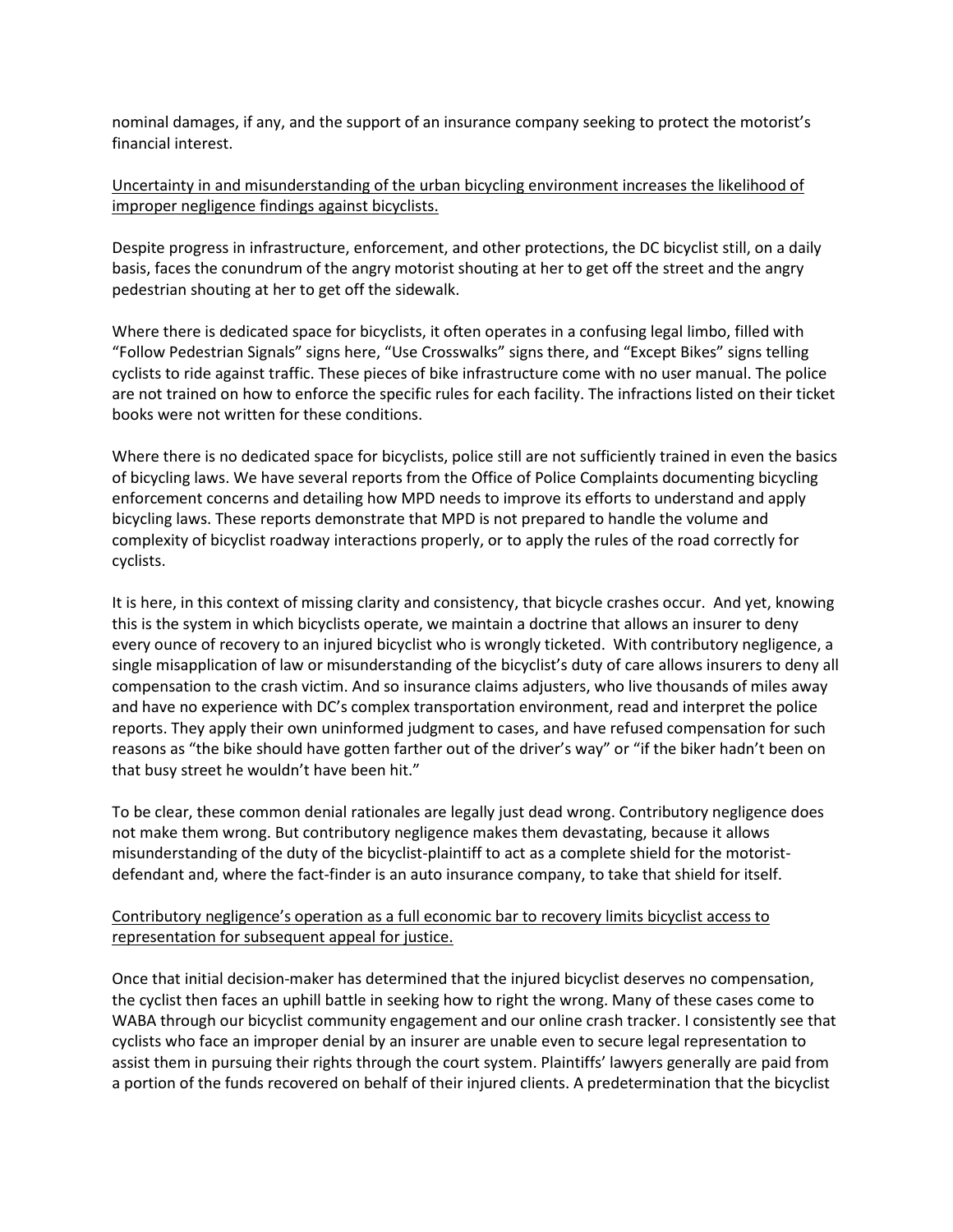nominal damages, if any, and the support of an insurance company seeking to protect the motorist's financial interest.

<u>Uncertainty in and misunderstanding of the urban bicycling environment increases the likelihood of improper negligence findings against bicyclists.</u>

Despite progress in infrastructure, enforcement, and other protections, the DC bicyclist still, on a daily basis, faces the conundrum of the angry motorist shouting at her to get off the street and the angry pedestrian shouting at her to get off the sidewalk.

Where there is dedicated space for bicyclists, it often operates in a confusing legal limbo, filled with "Follow Pedestrian Signals" signs here, "Use Crosswalks" signs there, and "Except Bikes" signs telling cyclists to ride against traffic. These pieces of bike infrastructure come with no user manual. The police are not trained on how to enforce the specific rules for each facility. The infractions listed on their ticket books were not written for these conditions.

Where there is no dedicated space for bicyclists, police still are not sufficiently trained in even the basics of bicycling laws. We have several reports from the Office of Police Complaints documenting bicycling enforcement concerns and detailing how MPD needs to improve its efforts to understand and apply bicycling laws. These reports demonstrate that MPD is not prepared to handle the volume and complexity of bicyclist roadway interactions properly, or to apply the rules of the road correctly for cyclists.

It is here, in this context of missing clarity and consistency, that bicycle crashes occur. And yet, knowing this is the system in which bicyclists operate, we maintain a doctrine that allows an insurer to deny every ounce of recovery to an injured bicyclist who is wrongly ticketed. With contributory negligence, a single misapplication of law or misunderstanding of the bicyclist's duty of care allows insurers to deny all compensation to the crash victim. And so insurance claims adjusters, who live thousands of miles away and have no experience with DC's complex transportation environment, read and interpret the police reports. They apply their own uninformed judgment to cases, and have refused compensation for such reasons as "the bike should have gotten farther out of the driver's way" or "if the biker hadn't been on that busy street he wouldn't have been hit."

To be clear, these common denial rationales are legally just dead wrong. Contributory negligence does not make them wrong. But contributory negligence makes them devastating, because it allows misunderstanding of the duty of the bicyclist-plaintiff to act as a complete shield for the motorist-defendant and, where the fact-finder is an auto insurance company, to take that shield for itself.

<u>Contributory negligence's operation as a full economic bar to recovery limits bicyclist access to representation for subsequent appeal for justice.</u>

Once that initial decision-maker has determined that the injured bicyclist deserves no compensation, the cyclist then faces an uphill battle in seeking how to right the wrong. Many of these cases come to WABA through our bicyclist community engagement and our online crash tracker. I consistently see that cyclists who face an improper denial by an insurer are unable even to secure legal representation to assist them in pursuing their rights through the court system. Plaintiffs' lawyers generally are paid from a portion of the funds recovered on behalf of their injured clients. A predetermination that the bicyclist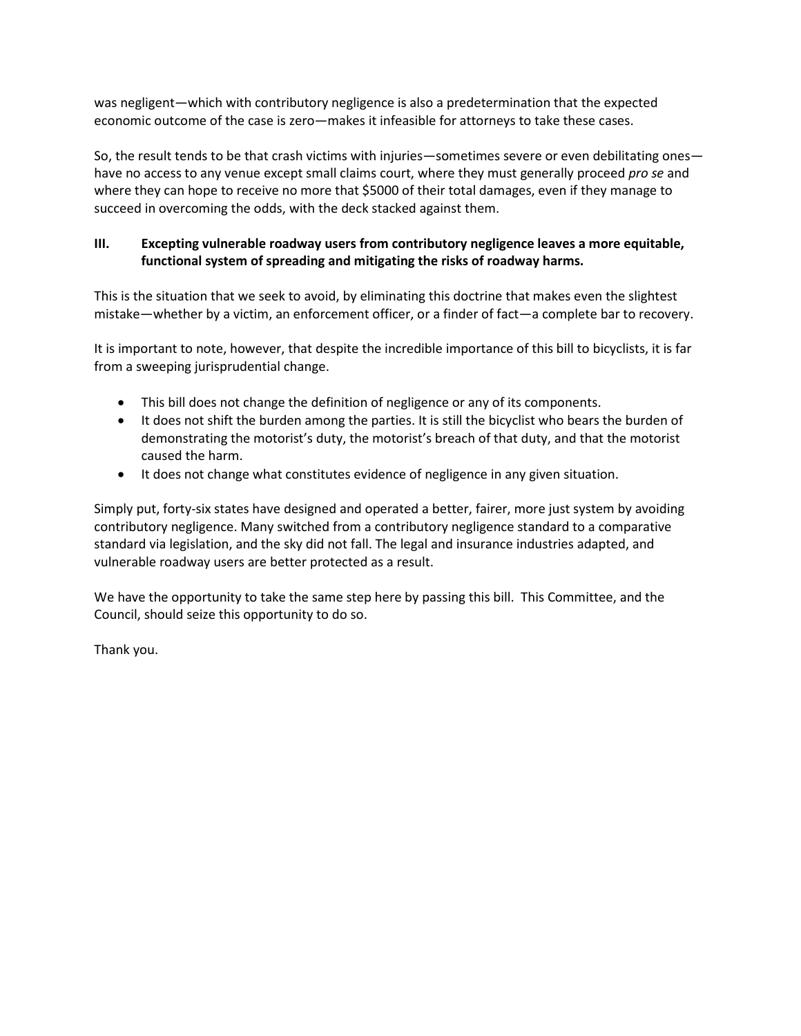was negligent—which with contributory negligence is also a predetermination that the expected economic outcome of the case is zero—makes it infeasible for attorneys to take these cases.

So, the result tends to be that crash victims with injuries—sometimes severe or even debilitating ones—have no access to any venue except small claims court, where they must generally proceed *pro se* and where they can hope to receive no more that $5000 of their total damages, even if they manage to succeed in overcoming the odds, with the deck stacked against them.

## III. Excepting vulnerable roadway users from contributory negligence leaves a more equitable, functional system of spreading and mitigating the risks of roadway harms.

This is the situation that we seek to avoid, by eliminating this doctrine that makes even the slightest mistake—whether by a victim, an enforcement officer, or a finder of fact—a complete bar to recovery.

It is important to note, however, that despite the incredible importance of this bill to bicyclists, it is far from a sweeping jurisprudential change.

- This bill does not change the definition of negligence or any of its components.
- It does not shift the burden among the parties. It is still the bicyclist who bears the burden of demonstrating the motorist's duty, the motorist's breach of that duty, and that the motorist caused the harm.
- It does not change what constitutes evidence of negligence in any given situation.

Simply put, forty-six states have designed and operated a better, fairer, more just system by avoiding contributory negligence. Many switched from a contributory negligence standard to a comparative standard via legislation, and the sky did not fall. The legal and insurance industries adapted, and vulnerable roadway users are better protected as a result.

We have the opportunity to take the same step here by passing this bill. This Committee, and the Council, should seize this opportunity to do so.

Thank you.